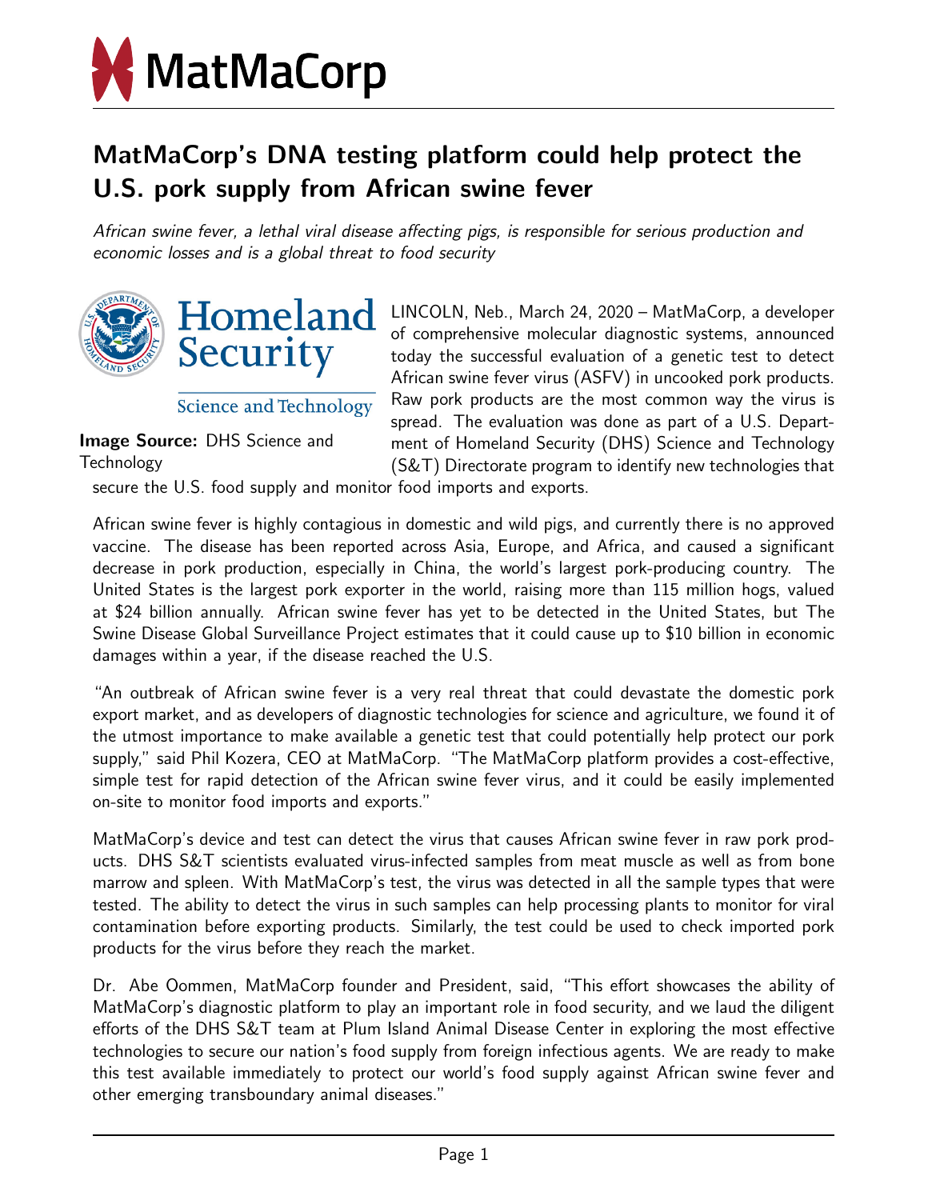MatMaCorp

# MatMaCorp's DNA testing platform could help protect the U.S. pork supply from African swine fever

*African swine fever, a lethal viral disease affecting pigs, is responsible for serious production and economic losses and is a global threat to food security*

**Image Source:** DHS Science and Technology

LINCOLN, Neb., March 24, 2020 – MatMaCorp, a developer of comprehensive molecular diagnostic systems, announced today the successful evaluation of a genetic test to detect African swine fever virus (ASFV) in uncooked pork products. Raw pork products are the most common way the virus is spread. The evaluation was done as part of a U.S. Department of Homeland Security (DHS) Science and Technology (S&T) Directorate program to identify new technologies that secure the U.S. food supply and monitor food imports and exports.

African swine fever is highly contagious in domestic and wild pigs, and currently there is no approved vaccine. The disease has been reported across Asia, Europe, and Africa, and caused a significant decrease in pork production, especially in China, the world's largest pork-producing country. The United States is the largest pork exporter in the world, raising more than 115 million hogs, valued at $24 billion annually. African swine fever has yet to be detected in the United States, but The Swine Disease Global Surveillance Project estimates that it could cause up to $10 billion in economic damages within a year, if the disease reached the U.S.

"An outbreak of African swine fever is a very real threat that could devastate the domestic pork export market, and as developers of diagnostic technologies for science and agriculture, we found it of the utmost importance to make available a genetic test that could potentially help protect our pork supply," said Phil Kozera, CEO at MatMaCorp. "The MatMaCorp platform provides a cost-effective, simple test for rapid detection of the African swine fever virus, and it could be easily implemented on-site to monitor food imports and exports."

MatMaCorp's device and test can detect the virus that causes African swine fever in raw pork products. DHS S&T scientists evaluated virus-infected samples from meat muscle as well as from bone marrow and spleen. With MatMaCorp's test, the virus was detected in all the sample types that were tested. The ability to detect the virus in such samples can help processing plants to monitor for viral contamination before exporting products. Similarly, the test could be used to check imported pork products for the virus before they reach the market.

Dr. Abe Oommen, MatMaCorp founder and President, said, "This effort showcases the ability of MatMaCorp's diagnostic platform to play an important role in food security, and we laud the diligent efforts of the DHS S&T team at Plum Island Animal Disease Center in exploring the most effective technologies to secure our nation's food supply from foreign infectious agents. We are ready to make this test available immediately to protect our world's food supply against African swine fever and other emerging transboundary animal diseases."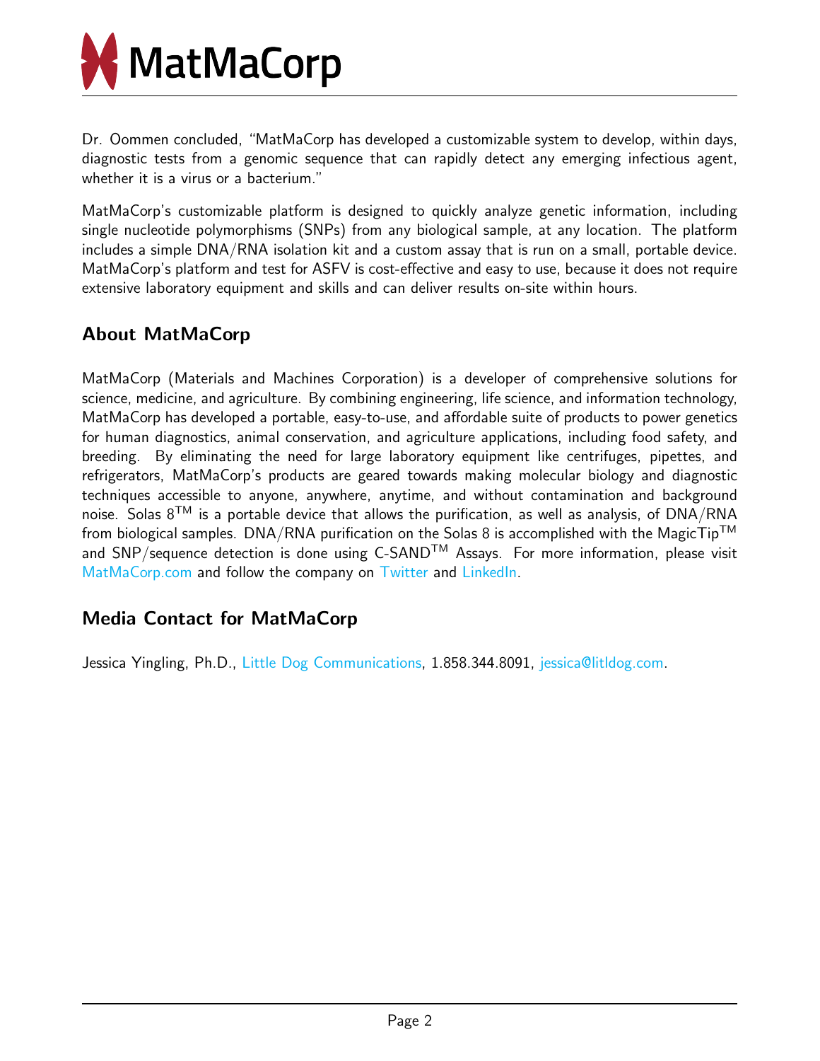Dr. Oommen concluded, "MatMaCorp has developed a customizable system to develop, within days, diagnostic tests from a genomic sequence that can rapidly detect any emerging infectious agent, whether it is a virus or a bacterium."

MatMaCorp's customizable platform is designed to quickly analyze genetic information, including single nucleotide polymorphisms (SNPs) from any biological sample, at any location. The platform includes a simple DNA/RNA isolation kit and a custom assay that is run on a small, portable device. MatMaCorp's platform and test for ASFV is cost-effective and easy to use, because it does not require extensive laboratory equipment and skills and can deliver results on-site within hours.

## About MatMaCorp

MatMaCorp (Materials and Machines Corporation) is a developer of comprehensive solutions for science, medicine, and agriculture. By combining engineering, life science, and information technology, MatMaCorp has developed a portable, easy-to-use, and affordable suite of products to power genetics for human diagnostics, animal conservation, and agriculture applications, including food safety, and breeding. By eliminating the need for large laboratory equipment like centrifuges, pipettes, and refrigerators, MatMaCorp's products are geared towards making molecular biology and diagnostic techniques accessible to anyone, anywhere, anytime, and without contamination and background noise. Solas 8™ is a portable device that allows the purification, as well as analysis, of DNA/RNA from biological samples. DNA/RNA purification on the Solas 8 is accomplished with the MagicTip™ and SNP/sequence detection is done using C-SAND™ Assays. For more information, please visit MatMaCorp.com and follow the company on Twitter and LinkedIn.

## Media Contact for MatMaCorp

Jessica Yingling, Ph.D., Little Dog Communications, 1.858.344.8091, jessica@litldog.com.